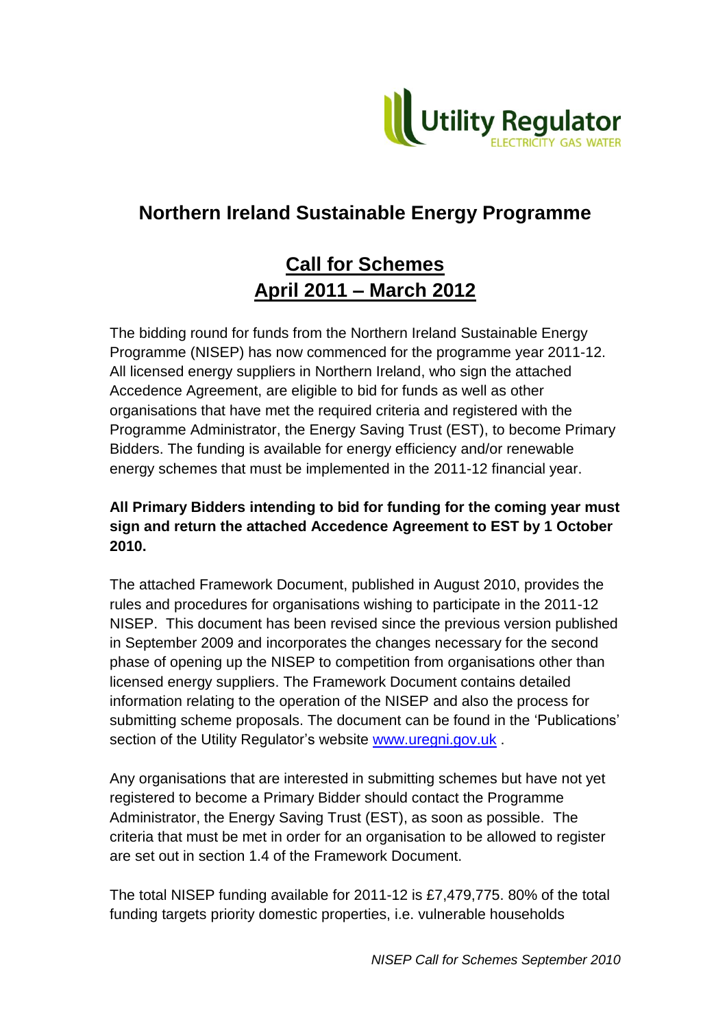# Northern Ireland Sustainable Energy Programme

## Call for Schemes
## April 2011 – March 2012

The bidding round for funds from the Northern Ireland Sustainable Energy Programme (NISEP) has now commenced for the programme year 2011-12. All licensed energy suppliers in Northern Ireland, who sign the attached Accedence Agreement, are eligible to bid for funds as well as other organisations that have met the required criteria and registered with the Programme Administrator, the Energy Saving Trust (EST), to become Primary Bidders. The funding is available for energy efficiency and/or renewable energy schemes that must be implemented in the 2011-12 financial year.

**All Primary Bidders intending to bid for funding for the coming year must sign and return the attached Accedence Agreement to EST by 1 October 2010.**

The attached Framework Document, published in August 2010, provides the rules and procedures for organisations wishing to participate in the 2011-12 NISEP. This document has been revised since the previous version published in September 2009 and incorporates the changes necessary for the second phase of opening up the NISEP to competition from organisations other than licensed energy suppliers. The Framework Document contains detailed information relating to the operation of the NISEP and also the process for submitting scheme proposals. The document can be found in the 'Publications' section of the Utility Regulator's website [www.uregni.gov.uk](http://www.uregni.gov.uk) .

Any organisations that are interested in submitting schemes but have not yet registered to become a Primary Bidder should contact the Programme Administrator, the Energy Saving Trust (EST), as soon as possible. The criteria that must be met in order for an organisation to be allowed to register are set out in section 1.4 of the Framework Document.

The total NISEP funding available for 2011-12 is £7,479,775. 80% of the total funding targets priority domestic properties, i.e. vulnerable households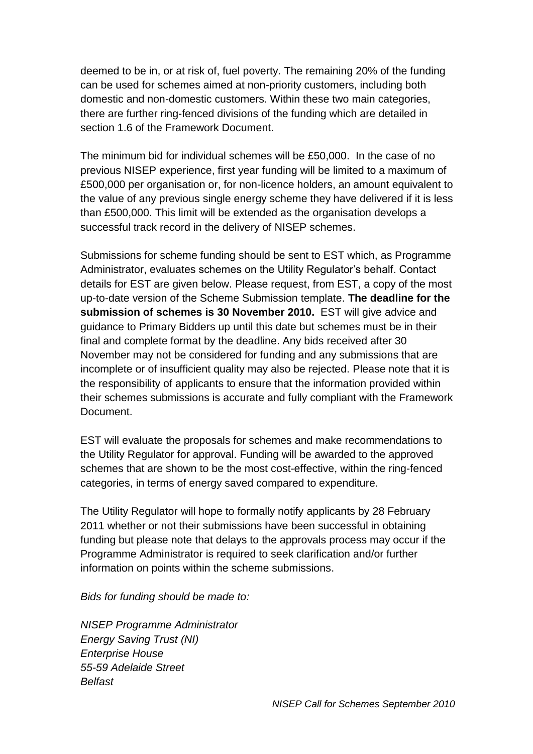deemed to be in, or at risk of, fuel poverty. The remaining 20% of the funding can be used for schemes aimed at non-priority customers, including both domestic and non-domestic customers. Within these two main categories, there are further ring-fenced divisions of the funding which are detailed in section 1.6 of the Framework Document.

The minimum bid for individual schemes will be £50,000. In the case of no previous NISEP experience, first year funding will be limited to a maximum of £500,000 per organisation or, for non-licence holders, an amount equivalent to the value of any previous single energy scheme they have delivered if it is less than £500,000. This limit will be extended as the organisation develops a successful track record in the delivery of NISEP schemes.

Submissions for scheme funding should be sent to EST which, as Programme Administrator, evaluates schemes on the Utility Regulator's behalf. Contact details for EST are given below. Please request, from EST, a copy of the most up-to-date version of the Scheme Submission template. **The deadline for the submission of schemes is 30 November 2010.** EST will give advice and guidance to Primary Bidders up until this date but schemes must be in their final and complete format by the deadline. Any bids received after 30 November may not be considered for funding and any submissions that are incomplete or of insufficient quality may also be rejected. Please note that it is the responsibility of applicants to ensure that the information provided within their schemes submissions is accurate and fully compliant with the Framework Document.

EST will evaluate the proposals for schemes and make recommendations to the Utility Regulator for approval. Funding will be awarded to the approved schemes that are shown to be the most cost-effective, within the ring-fenced categories, in terms of energy saved compared to expenditure.

The Utility Regulator will hope to formally notify applicants by 28 February 2011 whether or not their submissions have been successful in obtaining funding but please note that delays to the approvals process may occur if the Programme Administrator is required to seek clarification and/or further information on points within the scheme submissions.

*Bids for funding should be made to:*

*NISEP Programme Administrator*
*Energy Saving Trust (NI)*
*Enterprise House*
*55-59 Adelaide Street*
*Belfast*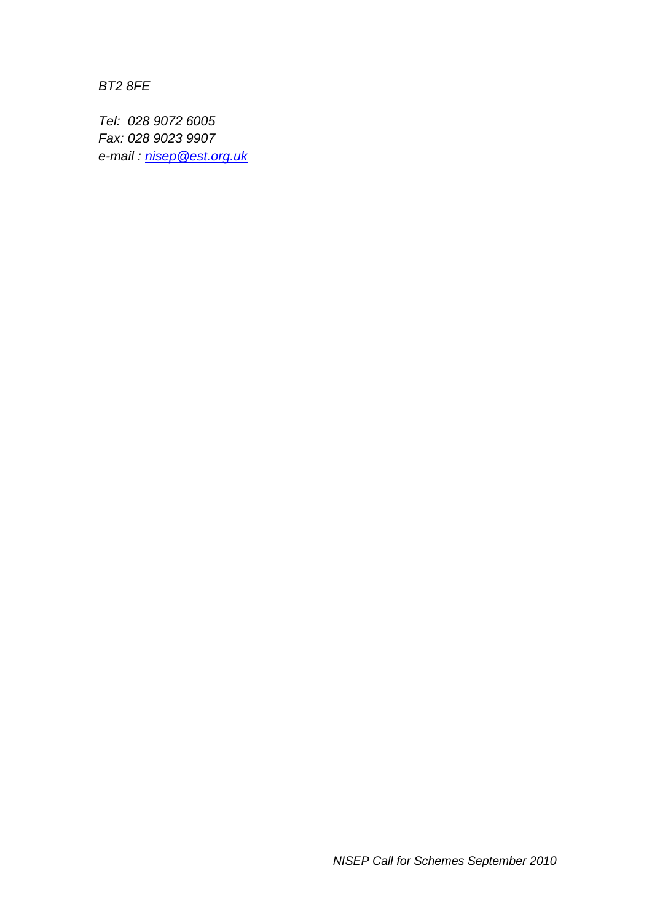*BT2 8FE*

*Tel:  028 9072 6005*  
*Fax: 028 9023 9907*  
*e-mail : [nisep@est.org.uk](mailto:nisep@est.org.uk)*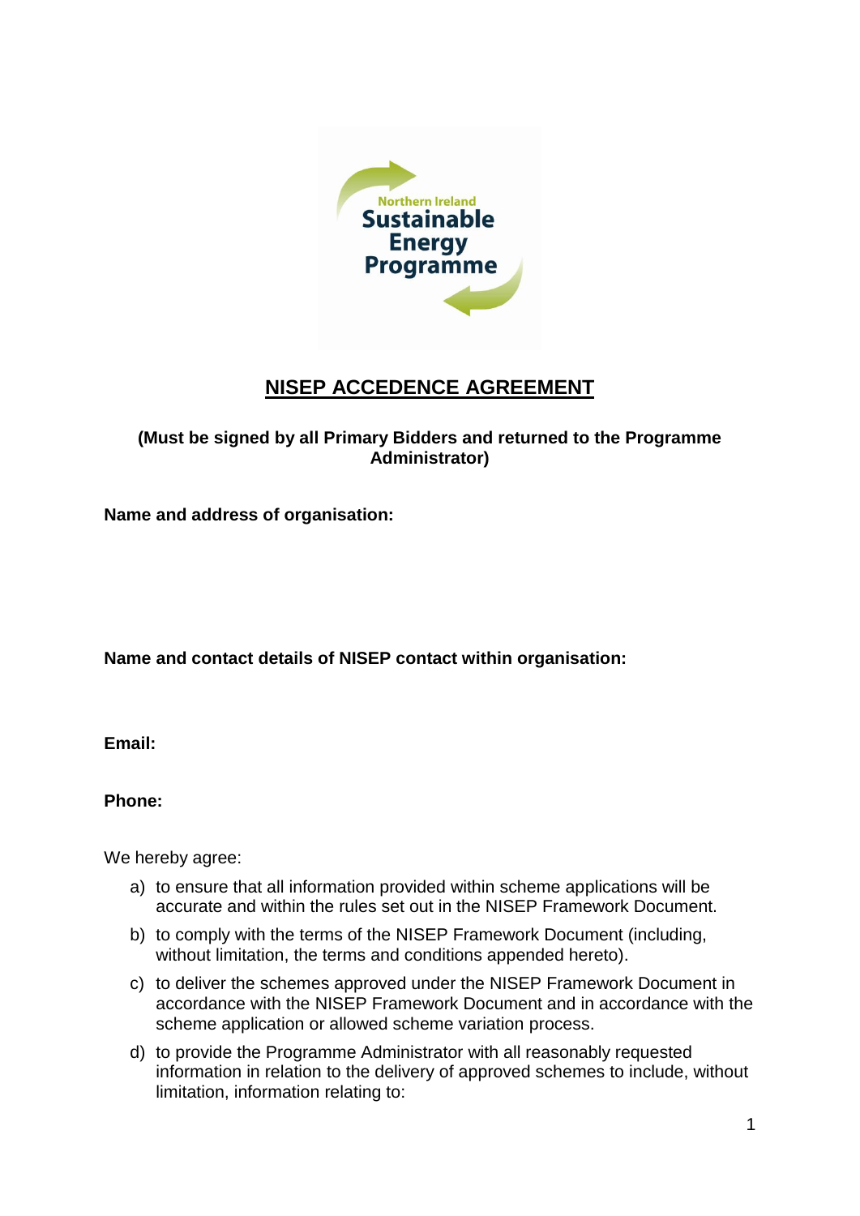# NISEP ACCEDENCE AGREEMENT

**(Must be signed by all Primary Bidders and returned to the Programme Administrator)**

**Name and address of organisation:**

**Name and contact details of NISEP contact within organisation:**

**Email:**

**Phone:**

We hereby agree:

a) to ensure that all information provided within scheme applications will be accurate and within the rules set out in the NISEP Framework Document.

b) to comply with the terms of the NISEP Framework Document (including, without limitation, the terms and conditions appended hereto).

c) to deliver the schemes approved under the NISEP Framework Document in accordance with the NISEP Framework Document and in accordance with the scheme application or allowed scheme variation process.

d) to provide the Programme Administrator with all reasonably requested information in relation to the delivery of approved schemes to include, without limitation, information relating to: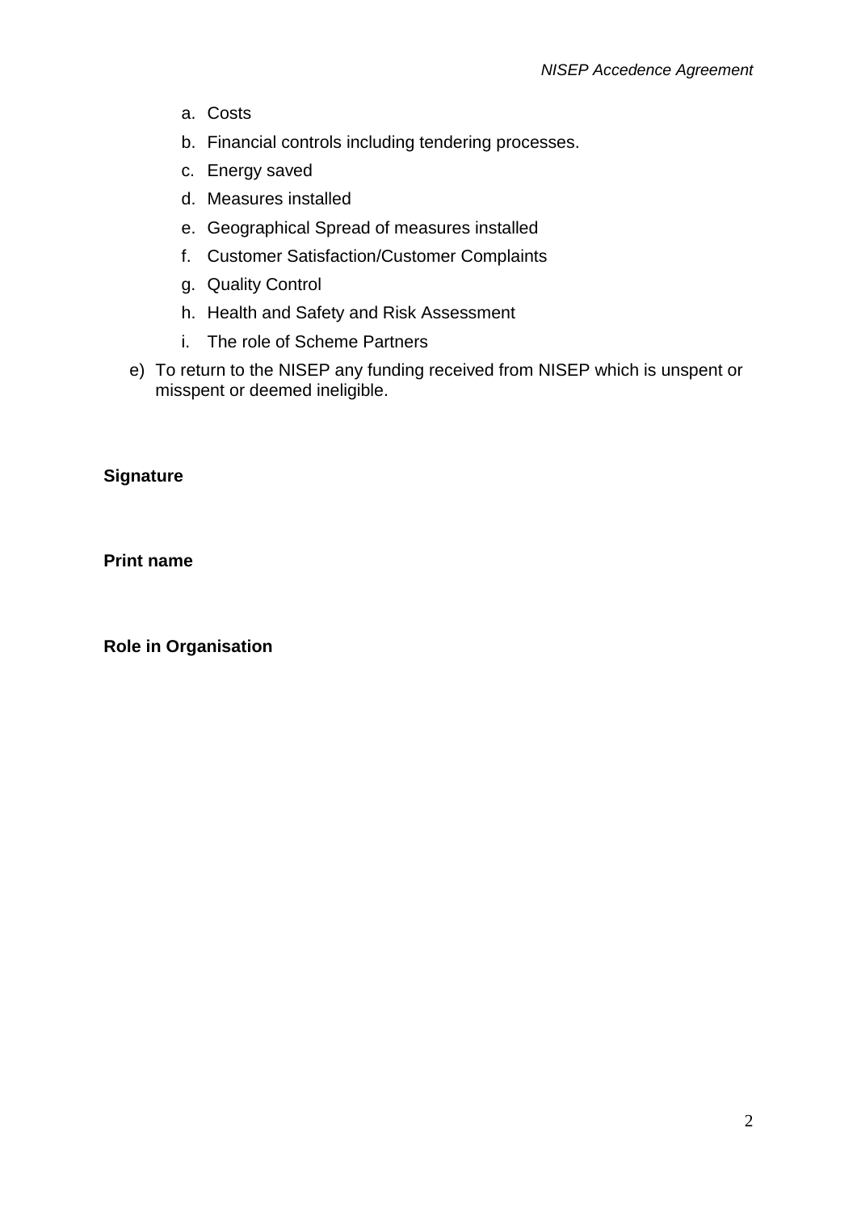a. Costs
   b. Financial controls including tendering processes.
   c. Energy saved
   d. Measures installed
   e. Geographical Spread of measures installed
   f. Customer Satisfaction/Customer Complaints
   g. Quality Control
   h. Health and Safety and Risk Assessment
   i. The role of Scheme Partners

e) To return to the NISEP any funding received from NISEP which is unspent or misspent or deemed ineligible.

**Signature**

**Print name**

**Role in Organisation**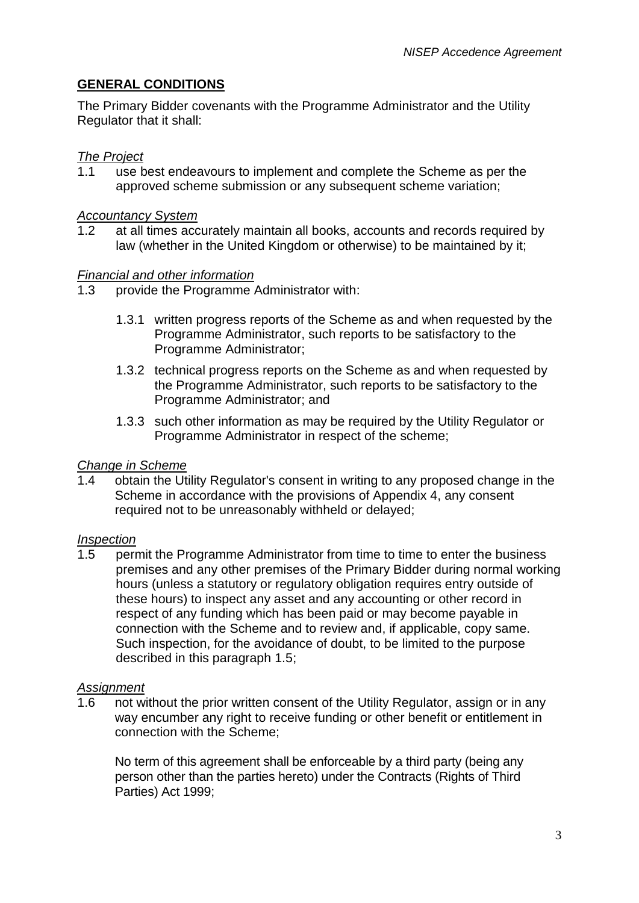## GENERAL CONDITIONS

The Primary Bidder covenants with the Programme Administrator and the Utility Regulator that it shall:

*The Project*

1.1 use best endeavours to implement and complete the Scheme as per the approved scheme submission or any subsequent scheme variation;

*Accountancy System*

1.2 at all times accurately maintain all books, accounts and records required by law (whether in the United Kingdom or otherwise) to be maintained by it;

*Financial and other information*

1.3 provide the Programme Administrator with:

1.3.1 written progress reports of the Scheme as and when requested by the Programme Administrator, such reports to be satisfactory to the Programme Administrator;

1.3.2 technical progress reports on the Scheme as and when requested by the Programme Administrator, such reports to be satisfactory to the Programme Administrator; and

1.3.3 such other information as may be required by the Utility Regulator or Programme Administrator in respect of the scheme;

*Change in Scheme*

1.4 obtain the Utility Regulator's consent in writing to any proposed change in the Scheme in accordance with the provisions of Appendix 4, any consent required not to be unreasonably withheld or delayed;

*Inspection*

1.5 permit the Programme Administrator from time to time to enter the business premises and any other premises of the Primary Bidder during normal working hours (unless a statutory or regulatory obligation requires entry outside of these hours) to inspect any asset and any accounting or other record in respect of any funding which has been paid or may become payable in connection with the Scheme and to review and, if applicable, copy same. Such inspection, for the avoidance of doubt, to be limited to the purpose described in this paragraph 1.5;

*Assignment*

1.6 not without the prior written consent of the Utility Regulator, assign or in any way encumber any right to receive funding or other benefit or entitlement in connection with the Scheme;

No term of this agreement shall be enforceable by a third party (being any person other than the parties hereto) under the Contracts (Rights of Third Parties) Act 1999;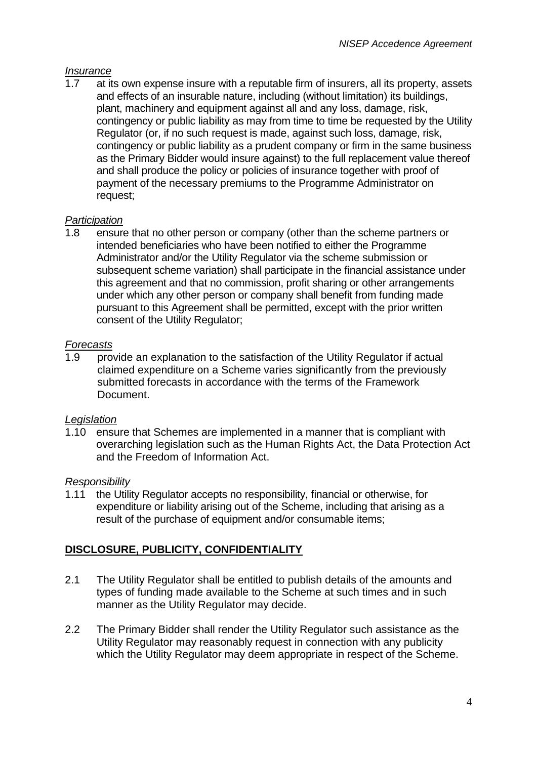*Insurance*

1.7 at its own expense insure with a reputable firm of insurers, all its property, assets and effects of an insurable nature, including (without limitation) its buildings, plant, machinery and equipment against all and any loss, damage, risk, contingency or public liability as may from time to time be requested by the Utility Regulator (or, if no such request is made, against such loss, damage, risk, contingency or public liability as a prudent company or firm in the same business as the Primary Bidder would insure against) to the full replacement value thereof and shall produce the policy or policies of insurance together with proof of payment of the necessary premiums to the Programme Administrator on request;

*Participation*

1.8 ensure that no other person or company (other than the scheme partners or intended beneficiaries who have been notified to either the Programme Administrator and/or the Utility Regulator via the scheme submission or subsequent scheme variation) shall participate in the financial assistance under this agreement and that no commission, profit sharing or other arrangements under which any other person or company shall benefit from funding made pursuant to this Agreement shall be permitted, except with the prior written consent of the Utility Regulator;

*Forecasts*

1.9 provide an explanation to the satisfaction of the Utility Regulator if actual claimed expenditure on a Scheme varies significantly from the previously submitted forecasts in accordance with the terms of the Framework Document.

*Legislation*

1.10 ensure that Schemes are implemented in a manner that is compliant with overarching legislation such as the Human Rights Act, the Data Protection Act and the Freedom of Information Act.

*Responsibility*

1.11 the Utility Regulator accepts no responsibility, financial or otherwise, for expenditure or liability arising out of the Scheme, including that arising as a result of the purchase of equipment and/or consumable items;

## DISCLOSURE, PUBLICITY, CONFIDENTIALITY

2.1 The Utility Regulator shall be entitled to publish details of the amounts and types of funding made available to the Scheme at such times and in such manner as the Utility Regulator may decide.

2.2 The Primary Bidder shall render the Utility Regulator such assistance as the Utility Regulator may reasonably request in connection with any publicity which the Utility Regulator may deem appropriate in respect of the Scheme.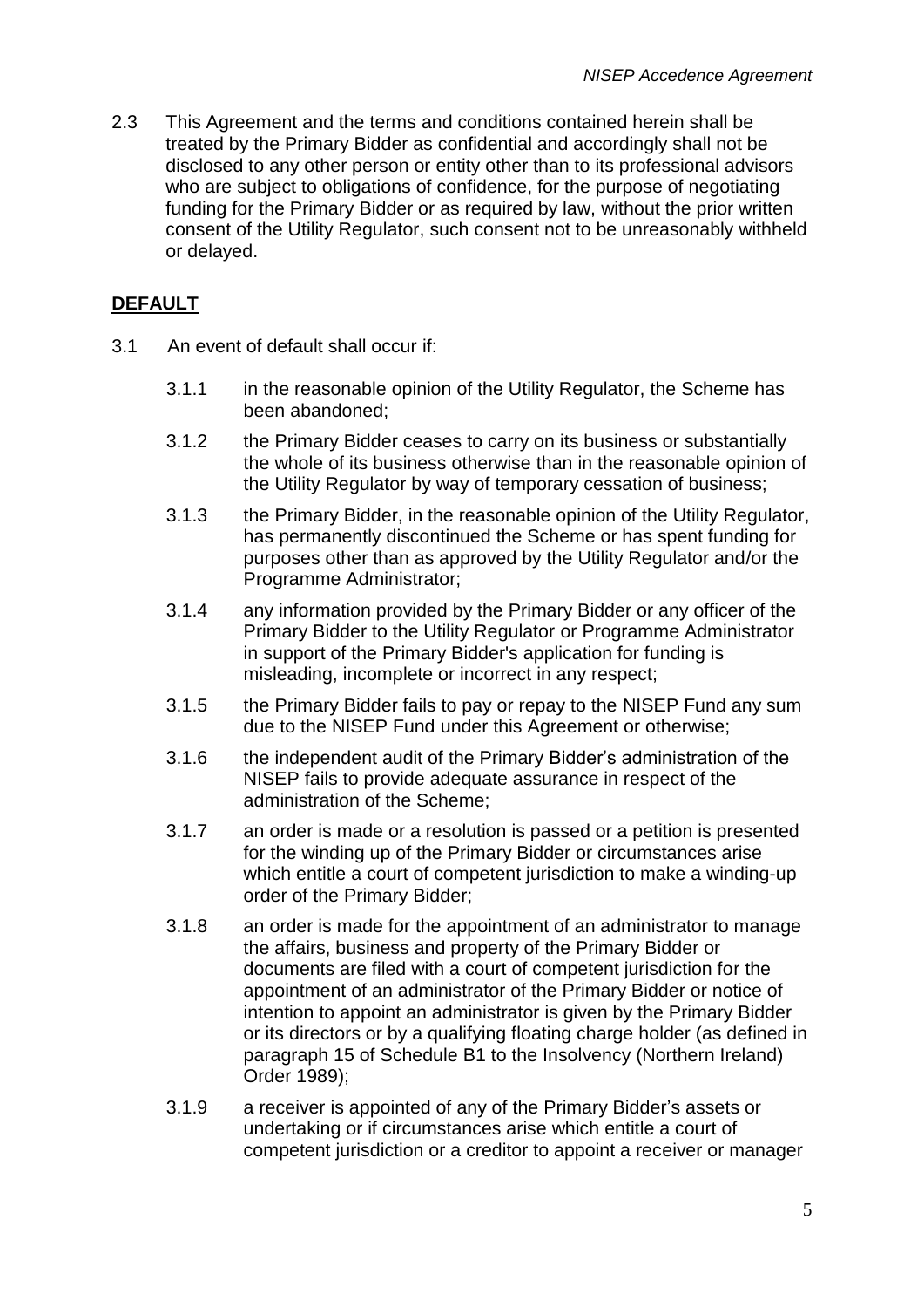2.3 This Agreement and the terms and conditions contained herein shall be treated by the Primary Bidder as confidential and accordingly shall not be disclosed to any other person or entity other than to its professional advisors who are subject to obligations of confidence, for the purpose of negotiating funding for the Primary Bidder or as required by law, without the prior written consent of the Utility Regulator, such consent not to be unreasonably withheld or delayed.

## DEFAULT

3.1 An event of default shall occur if:

3.1.1 in the reasonable opinion of the Utility Regulator, the Scheme has been abandoned;

3.1.2 the Primary Bidder ceases to carry on its business or substantially the whole of its business otherwise than in the reasonable opinion of the Utility Regulator by way of temporary cessation of business;

3.1.3 the Primary Bidder, in the reasonable opinion of the Utility Regulator, has permanently discontinued the Scheme or has spent funding for purposes other than as approved by the Utility Regulator and/or the Programme Administrator;

3.1.4 any information provided by the Primary Bidder or any officer of the Primary Bidder to the Utility Regulator or Programme Administrator in support of the Primary Bidder's application for funding is misleading, incomplete or incorrect in any respect;

3.1.5 the Primary Bidder fails to pay or repay to the NISEP Fund any sum due to the NISEP Fund under this Agreement or otherwise;

3.1.6 the independent audit of the Primary Bidder's administration of the NISEP fails to provide adequate assurance in respect of the administration of the Scheme;

3.1.7 an order is made or a resolution is passed or a petition is presented for the winding up of the Primary Bidder or circumstances arise which entitle a court of competent jurisdiction to make a winding-up order of the Primary Bidder;

3.1.8 an order is made for the appointment of an administrator to manage the affairs, business and property of the Primary Bidder or documents are filed with a court of competent jurisdiction for the appointment of an administrator of the Primary Bidder or notice of intention to appoint an administrator is given by the Primary Bidder or its directors or by a qualifying floating charge holder (as defined in paragraph 15 of Schedule B1 to the Insolvency (Northern Ireland) Order 1989);

3.1.9 a receiver is appointed of any of the Primary Bidder's assets or undertaking or if circumstances arise which entitle a court of competent jurisdiction or a creditor to appoint a receiver or manager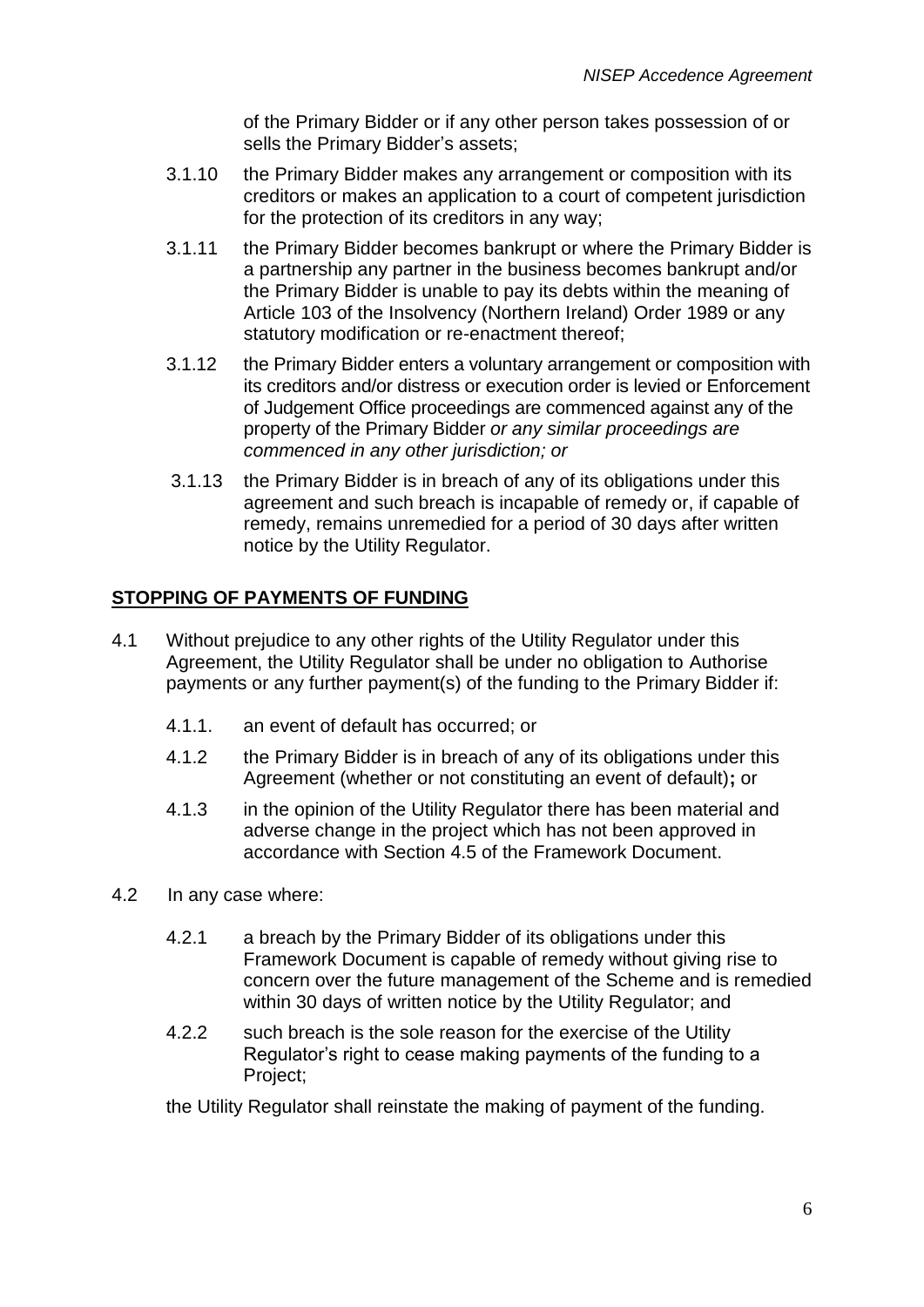of the Primary Bidder or if any other person takes possession of or sells the Primary Bidder's assets;

3.1.10 the Primary Bidder makes any arrangement or composition with its creditors or makes an application to a court of competent jurisdiction for the protection of its creditors in any way;

3.1.11 the Primary Bidder becomes bankrupt or where the Primary Bidder is a partnership any partner in the business becomes bankrupt and/or the Primary Bidder is unable to pay its debts within the meaning of Article 103 of the Insolvency (Northern Ireland) Order 1989 or any statutory modification or re-enactment thereof;

3.1.12 the Primary Bidder enters a voluntary arrangement or composition with its creditors and/or distress or execution order is levied or Enforcement of Judgement Office proceedings are commenced against any of the property of the Primary Bidder *or any similar proceedings are commenced in any other jurisdiction; or*

3.1.13 the Primary Bidder is in breach of any of its obligations under this agreement and such breach is incapable of remedy or, if capable of remedy, remains unremedied for a period of 30 days after written notice by the Utility Regulator.

## STOPPING OF PAYMENTS OF FUNDING

4.1 Without prejudice to any other rights of the Utility Regulator under this Agreement, the Utility Regulator shall be under no obligation to Authorise payments or any further payment(s) of the funding to the Primary Bidder if:

4.1.1. an event of default has occurred; or

4.1.2 the Primary Bidder is in breach of any of its obligations under this Agreement (whether or not constituting an event of default)**;** or

4.1.3 in the opinion of the Utility Regulator there has been material and adverse change in the project which has not been approved in accordance with Section 4.5 of the Framework Document.

4.2 In any case where:

4.2.1 a breach by the Primary Bidder of its obligations under this Framework Document is capable of remedy without giving rise to concern over the future management of the Scheme and is remedied within 30 days of written notice by the Utility Regulator; and

4.2.2 such breach is the sole reason for the exercise of the Utility Regulator's right to cease making payments of the funding to a Project;

the Utility Regulator shall reinstate the making of payment of the funding.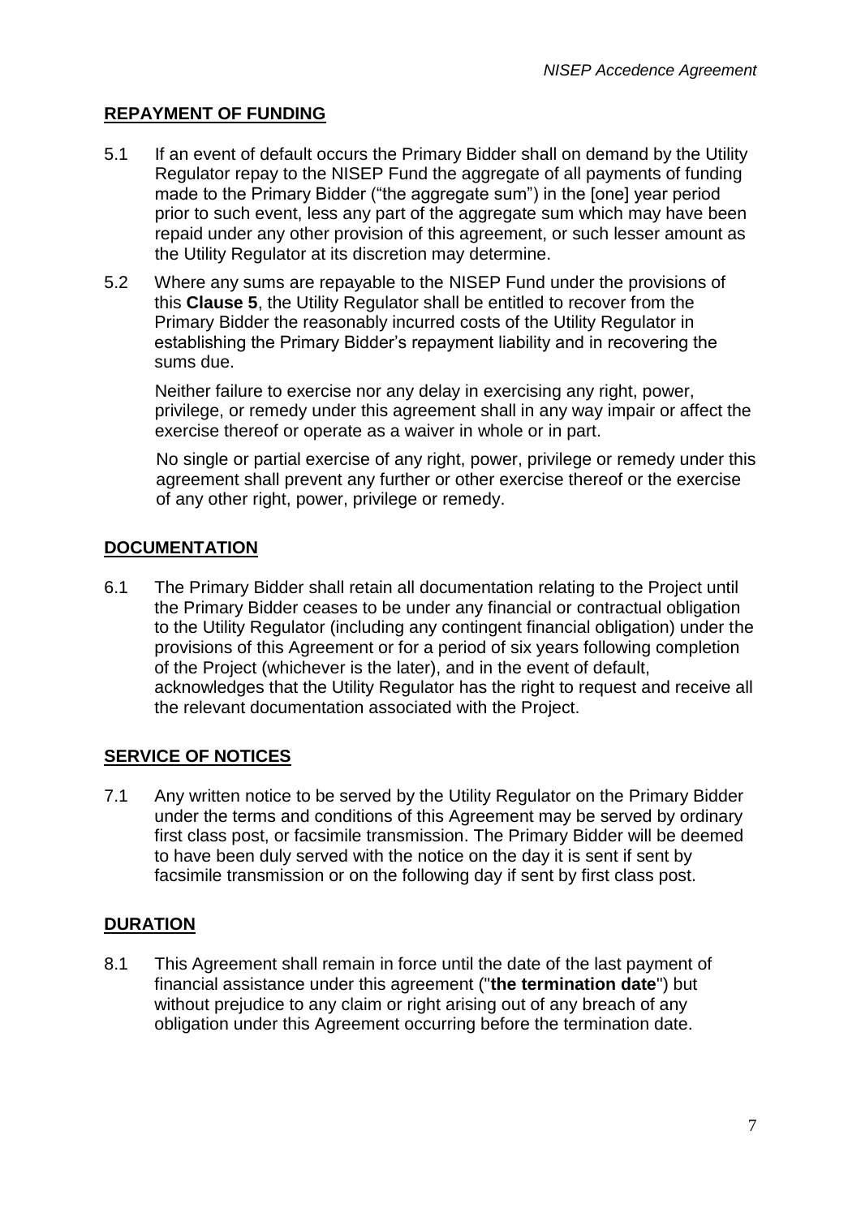## REPAYMENT OF FUNDING

5.1 If an event of default occurs the Primary Bidder shall on demand by the Utility Regulator repay to the NISEP Fund the aggregate of all payments of funding made to the Primary Bidder ("the aggregate sum") in the [one] year period prior to such event, less any part of the aggregate sum which may have been repaid under any other provision of this agreement, or such lesser amount as the Utility Regulator at its discretion may determine.

5.2 Where any sums are repayable to the NISEP Fund under the provisions of this **Clause 5**, the Utility Regulator shall be entitled to recover from the Primary Bidder the reasonably incurred costs of the Utility Regulator in establishing the Primary Bidder's repayment liability and in recovering the sums due.

Neither failure to exercise nor any delay in exercising any right, power, privilege, or remedy under this agreement shall in any way impair or affect the exercise thereof or operate as a waiver in whole or in part.

No single or partial exercise of any right, power, privilege or remedy under this agreement shall prevent any further or other exercise thereof or the exercise of any other right, power, privilege or remedy.

## DOCUMENTATION

6.1 The Primary Bidder shall retain all documentation relating to the Project until the Primary Bidder ceases to be under any financial or contractual obligation to the Utility Regulator (including any contingent financial obligation) under the provisions of this Agreement or for a period of six years following completion of the Project (whichever is the later), and in the event of default, acknowledges that the Utility Regulator has the right to request and receive all the relevant documentation associated with the Project.

## SERVICE OF NOTICES

7.1 Any written notice to be served by the Utility Regulator on the Primary Bidder under the terms and conditions of this Agreement may be served by ordinary first class post, or facsimile transmission. The Primary Bidder will be deemed to have been duly served with the notice on the day it is sent if sent by facsimile transmission or on the following day if sent by first class post.

## DURATION

8.1 This Agreement shall remain in force until the date of the last payment of financial assistance under this agreement ("**the termination date**") but without prejudice to any claim or right arising out of any breach of any obligation under this Agreement occurring before the termination date.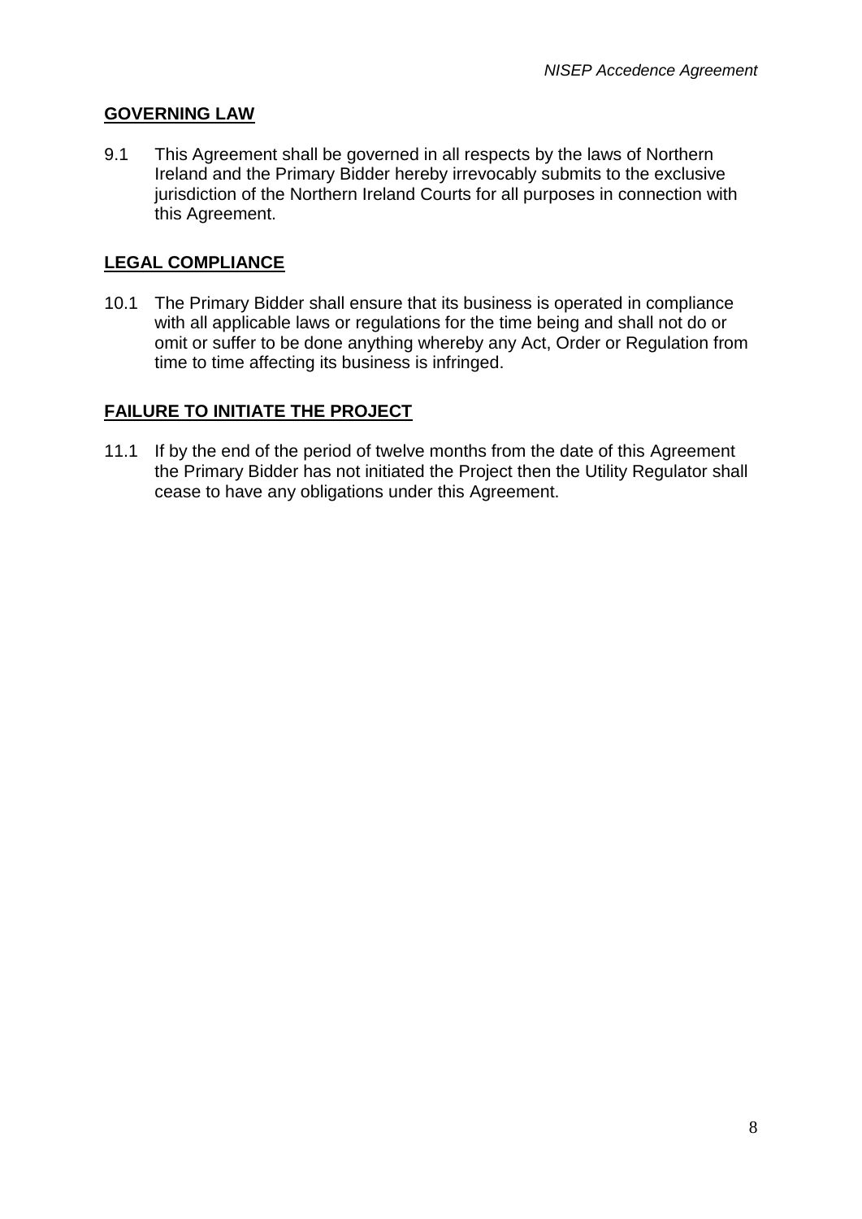## GOVERNING LAW

9.1 This Agreement shall be governed in all respects by the laws of Northern Ireland and the Primary Bidder hereby irrevocably submits to the exclusive jurisdiction of the Northern Ireland Courts for all purposes in connection with this Agreement.

## LEGAL COMPLIANCE

10.1 The Primary Bidder shall ensure that its business is operated in compliance with all applicable laws or regulations for the time being and shall not do or omit or suffer to be done anything whereby any Act, Order or Regulation from time to time affecting its business is infringed.

## FAILURE TO INITIATE THE PROJECT

11.1 If by the end of the period of twelve months from the date of this Agreement the Primary Bidder has not initiated the Project then the Utility Regulator shall cease to have any obligations under this Agreement.